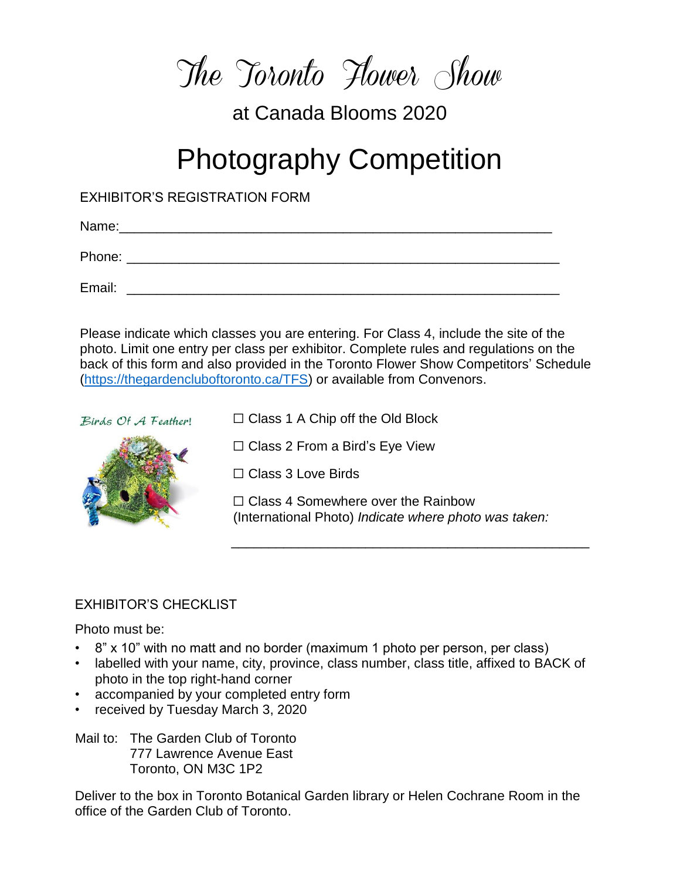# The Toronto Flower Show

at Canada Blooms 2020

# Photography Competition

EXHIBITOR'S REGISTRATION FORM

Name:_______________________________________________________________

Phone: _______________________________________________________________

Email: _______________________________________________________________

Please indicate which classes you are entering. For Class 4, include the site of the photo. Limit one entry per class per exhibitor. Complete rules and regulations on the back of this form and also provided in the Toronto Flower Show Competitors' Schedule (https://thegardencluboftoronto.ca/TFS) or available from Convenors.

*Birds Of A Feather!*

☐ Class 1 A Chip off the Old Block

☐ Class 2 From a Bird's Eye View

☐ Class 3 Love Birds

☐ Class 4 Somewhere over the Rainbow (International Photo) *Indicate where photo was taken:*

_______________________________________________________________

EXHIBITOR'S CHECKLIST

Photo must be:

- 8" x 10" with no matt and no border (maximum 1 photo per person, per class)
- labelled with your name, city, province, class number, class title, affixed to BACK of photo in the top right-hand corner
- accompanied by your completed entry form
- received by Tuesday March 3, 2020

Mail to: The Garden Club of Toronto
777 Lawrence Avenue East
Toronto, ON M3C 1P2

Deliver to the box in Toronto Botanical Garden library or Helen Cochrane Room in the office of the Garden Club of Toronto.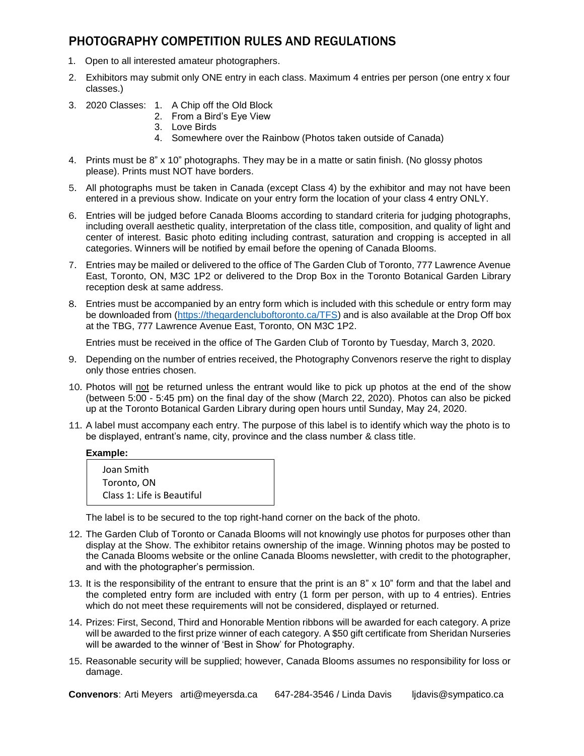# PHOTOGRAPHY COMPETITION RULES AND REGULATIONS

1. Open to all interested amateur photographers.
2. Exhibitors may submit only ONE entry in each class. Maximum 4 entries per person (one entry x four classes.)
3. 2020 Classes:
   1. A Chip off the Old Block
   2. From a Bird's Eye View
   3. Love Birds
   4. Somewhere over the Rainbow (Photos taken outside of Canada)
4. Prints must be 8" x 10" photographs. They may be in a matte or satin finish. (No glossy photos please). Prints must NOT have borders.
5. All photographs must be taken in Canada (except Class 4) by the exhibitor and may not have been entered in a previous show. Indicate on your entry form the location of your class 4 entry ONLY.
6. Entries will be judged before Canada Blooms according to standard criteria for judging photographs, including overall aesthetic quality, interpretation of the class title, composition, and quality of light and center of interest. Basic photo editing including contrast, saturation and cropping is accepted in all categories. Winners will be notified by email before the opening of Canada Blooms.
7. Entries may be mailed or delivered to the office of The Garden Club of Toronto, 777 Lawrence Avenue East, Toronto, ON, M3C 1P2 or delivered to the Drop Box in the Toronto Botanical Garden Library reception desk at same address.
8. Entries must be accompanied by an entry form which is included with this schedule or entry form may be downloaded from (https://thegardenclubottoronto.ca/TFS) and is also available at the Drop Off box at the TBG, 777 Lawrence Avenue East, Toronto, ON M3C 1P2.

   Entries must be received in the office of The Garden Club of Toronto by Tuesday, March 3, 2020.
9. Depending on the number of entries received, the Photography Convenors reserve the right to display only those entries chosen.
10. Photos will not be returned unless the entrant would like to pick up photos at the end of the show (between 5:00 - 5:45 pm) on the final day of the show (March 22, 2020). Photos can also be picked up at the Toronto Botanical Garden Library during open hours until Sunday, May 24, 2020.
11. A label must accompany each entry. The purpose of this label is to identify which way the photo is to be displayed, entrant's name, city, province and the class number & class title.

    **Example:**

    Joan Smith
    Toronto, ON
    Class 1: Life is Beautiful

    The label is to be secured to the top right-hand corner on the back of the photo.
12. The Garden Club of Toronto or Canada Blooms will not knowingly use photos for purposes other than display at the Show. The exhibitor retains ownership of the image. Winning photos may be posted to the Canada Blooms website or the online Canada Blooms newsletter, with credit to the photographer, and with the photographer's permission.
13. It is the responsibility of the entrant to ensure that the print is an 8" x 10" form and that the label and the completed entry form are included with entry (1 form per person, with up to 4 entries). Entries which do not meet these requirements will not be considered, displayed or returned.
14. Prizes: First, Second, Third and Honorable Mention ribbons will be awarded for each category. A prize will be awarded to the first prize winner of each category. A $50 gift certificate from Sheridan Nurseries will be awarded to the winner of 'Best in Show' for Photography.
15. Reasonable security will be supplied; however, Canada Blooms assumes no responsibility for loss or damage.

**Convenors**: Arti Meyers arti@meyersda.ca 647-284-3546 / Linda Davis ljdavis@sympatico.ca